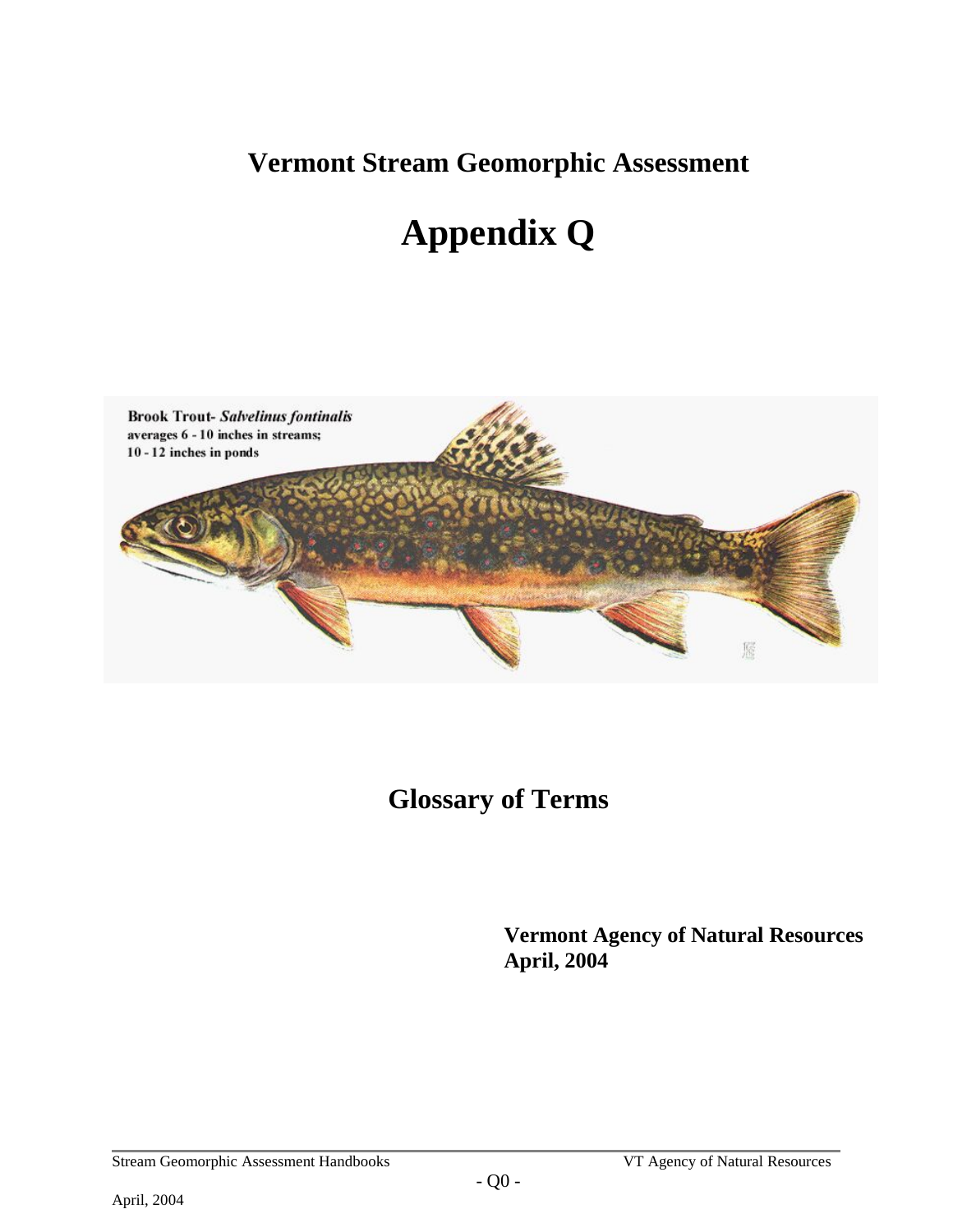# Vermont Stream Geomorphic Assessment

# Appendix Q

**Brook Trout-** ***Salvelinus fontinalis***
**averages 6 - 10 inches in streams;**
**10 - 12 inches in ponds**

## Glossary of Terms

**Vermont Agency of Natural Resources**
**April, 2004**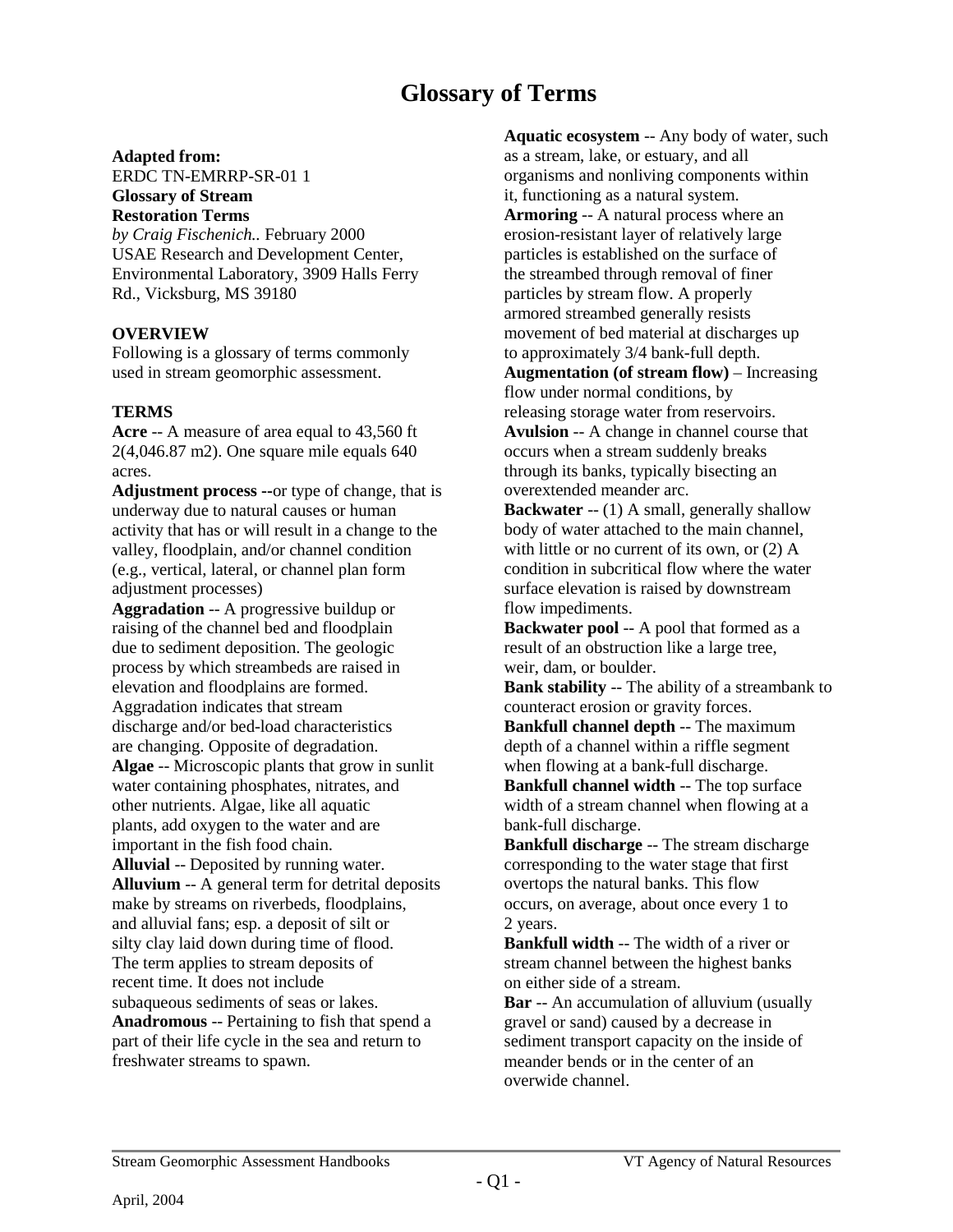# Glossary of Terms

**Adapted from:**
ERDC TN-EMRRP-SR-01 1
**Glossary of Stream Restoration Terms**
*by Craig Fischenich.*. February 2000
USAE Research and Development Center, Environmental Laboratory, 3909 Halls Ferry Rd., Vicksburg, MS 39180

**OVERVIEW**
Following is a glossary of terms commonly used in stream geomorphic assessment.

**TERMS**

**Acre** -- A measure of area equal to 43,560 ft 2(4,046.87 m2). One square mile equals 640 acres.

**Adjustment process --**or type of change, that is underway due to natural causes or human activity that has or will result in a change to the valley, floodplain, and/or channel condition (e.g., vertical, lateral, or channel plan form adjustment processes)

**Aggradation** -- A progressive buildup or raising of the channel bed and floodplain due to sediment deposition. The geologic process by which streambeds are raised in elevation and floodplains are formed. Aggradation indicates that stream discharge and/or bed-load characteristics are changing. Opposite of degradation.

**Algae** -- Microscopic plants that grow in sunlit water containing phosphates, nitrates, and other nutrients. Algae, like all aquatic plants, add oxygen to the water and are important in the fish food chain.

**Alluvial** -- Deposited by running water.

**Alluvium** -- A general term for detrital deposits make by streams on riverbeds, floodplains, and alluvial fans; esp. a deposit of silt or silty clay laid down during time of flood. The term applies to stream deposits of recent time. It does not include subaqueous sediments of seas or lakes.

**Anadromous** -- Pertaining to fish that spend a part of their life cycle in the sea and return to freshwater streams to spawn.

**Aquatic ecosystem** -- Any body of water, such as a stream, lake, or estuary, and all organisms and nonliving components within it, functioning as a natural system.

**Armoring** -- A natural process where an erosion-resistant layer of relatively large particles is established on the surface of the streambed through removal of finer particles by stream flow. A properly armored streambed generally resists movement of bed material at discharges up to approximately 3/4 bank-full depth.

**Augmentation (of stream flow)** – Increasing flow under normal conditions, by releasing storage water from reservoirs.

**Avulsion** -- A change in channel course that occurs when a stream suddenly breaks through its banks, typically bisecting an overextended meander arc.

**Backwater** -- (1) A small, generally shallow body of water attached to the main channel, with little or no current of its own, or (2) A condition in subcritical flow where the water surface elevation is raised by downstream flow impediments.

**Backwater pool** -- A pool that formed as a result of an obstruction like a large tree, weir, dam, or boulder.

**Bank stability** -- The ability of a streambank to counteract erosion or gravity forces.

**Bankfull channel depth** -- The maximum depth of a channel within a riffle segment when flowing at a bank-full discharge.

**Bankfull channel width** -- The top surface width of a stream channel when flowing at a bank-full discharge.

**Bankfull discharge** -- The stream discharge corresponding to the water stage that first overtops the natural banks. This flow occurs, on average, about once every 1 to 2 years.

**Bankfull width** -- The width of a river or stream channel between the highest banks on either side of a stream.

**Bar** -- An accumulation of alluvium (usually gravel or sand) caused by a decrease in sediment transport capacity on the inside of meander bends or in the center of an overwide channel.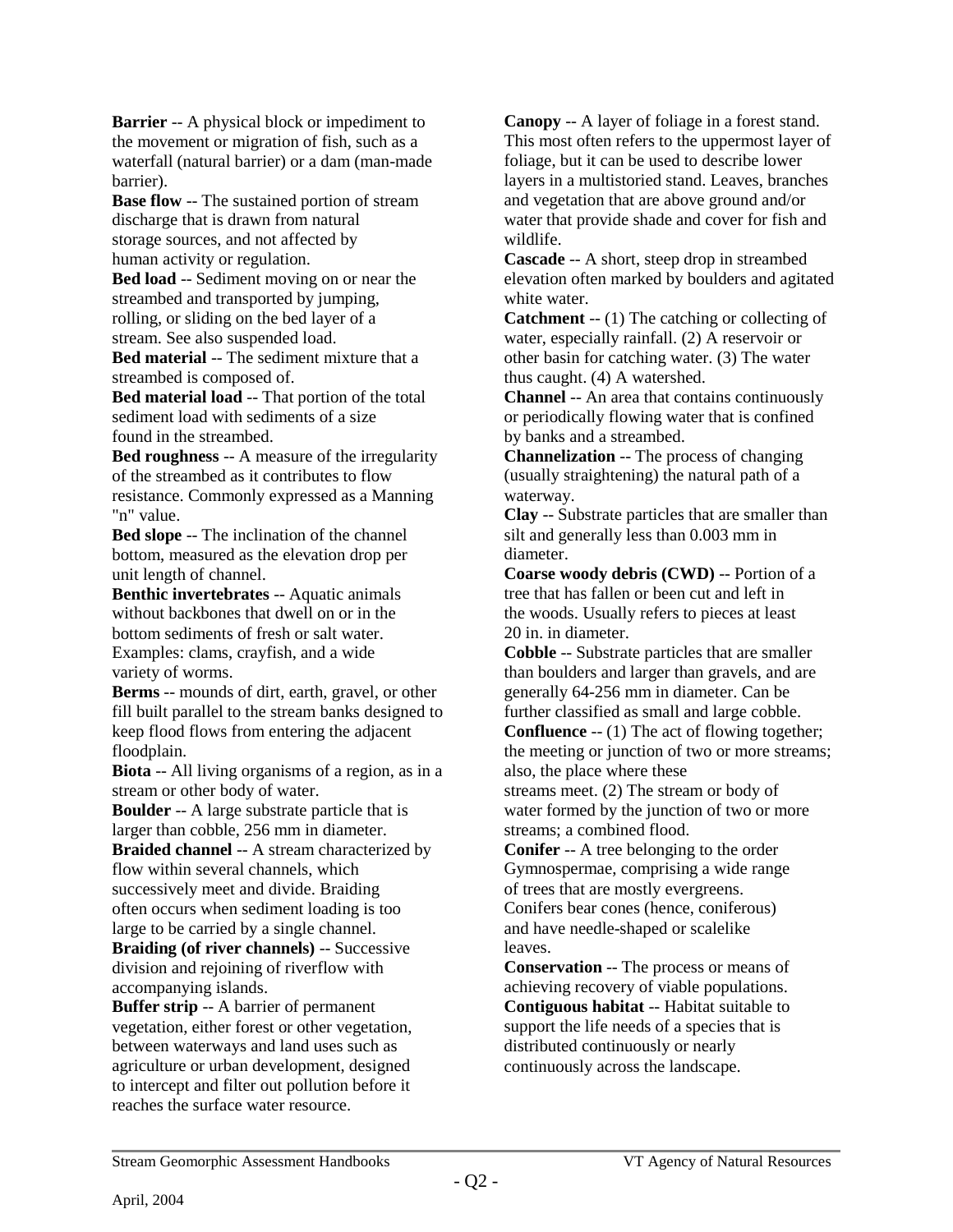**Barrier** -- A physical block or impediment to the movement or migration of fish, such as a waterfall (natural barrier) or a dam (man-made barrier).

**Base flow** -- The sustained portion of stream discharge that is drawn from natural storage sources, and not affected by human activity or regulation.

**Bed load** -- Sediment moving on or near the streambed and transported by jumping, rolling, or sliding on the bed layer of a stream. See also suspended load.

**Bed material** -- The sediment mixture that a streambed is composed of.

**Bed material load** -- That portion of the total sediment load with sediments of a size found in the streambed.

**Bed roughness** -- A measure of the irregularity of the streambed as it contributes to flow resistance. Commonly expressed as a Manning "n" value.

**Bed slope** -- The inclination of the channel bottom, measured as the elevation drop per unit length of channel.

**Benthic invertebrates** -- Aquatic animals without backbones that dwell on or in the bottom sediments of fresh or salt water. Examples: clams, crayfish, and a wide variety of worms.

**Berms** -- mounds of dirt, earth, gravel, or other fill built parallel to the stream banks designed to keep flood flows from entering the adjacent floodplain.

**Biota** -- All living organisms of a region, as in a stream or other body of water.

**Boulder** -- A large substrate particle that is larger than cobble, 256 mm in diameter.

**Braided channel** -- A stream characterized by flow within several channels, which successively meet and divide. Braiding often occurs when sediment loading is too large to be carried by a single channel.

**Braiding (of river channels)** -- Successive division and rejoining of riverflow with accompanying islands.

**Buffer strip** -- A barrier of permanent vegetation, either forest or other vegetation, between waterways and land uses such as agriculture or urban development, designed to intercept and filter out pollution before it reaches the surface water resource.

**Canopy** -- A layer of foliage in a forest stand. This most often refers to the uppermost layer of foliage, but it can be used to describe lower layers in a multistoried stand. Leaves, branches and vegetation that are above ground and/or water that provide shade and cover for fish and wildlife.

**Cascade** -- A short, steep drop in streambed elevation often marked by boulders and agitated white water.

**Catchment** -- (1) The catching or collecting of water, especially rainfall. (2) A reservoir or other basin for catching water. (3) The water thus caught. (4) A watershed.

**Channel** -- An area that contains continuously or periodically flowing water that is confined by banks and a streambed.

**Channelization** -- The process of changing (usually straightening) the natural path of a waterway.

**Clay** -- Substrate particles that are smaller than silt and generally less than 0.003 mm in diameter.

**Coarse woody debris (CWD)** -- Portion of a tree that has fallen or been cut and left in the woods. Usually refers to pieces at least 20 in. in diameter.

**Cobble** -- Substrate particles that are smaller than boulders and larger than gravels, and are generally 64-256 mm in diameter. Can be further classified as small and large cobble.

**Confluence** -- (1) The act of flowing together; the meeting or junction of two or more streams; also, the place where these streams meet. (2) The stream or body of water formed by the junction of two or more streams; a combined flood.

**Conifer** -- A tree belonging to the order Gymnospermae, comprising a wide range of trees that are mostly evergreens. Conifers bear cones (hence, coniferous) and have needle-shaped or scalelike leaves.

**Conservation** -- The process or means of achieving recovery of viable populations.

**Contiguous habitat** -- Habitat suitable to support the life needs of a species that is distributed continuously or nearly continuously across the landscape.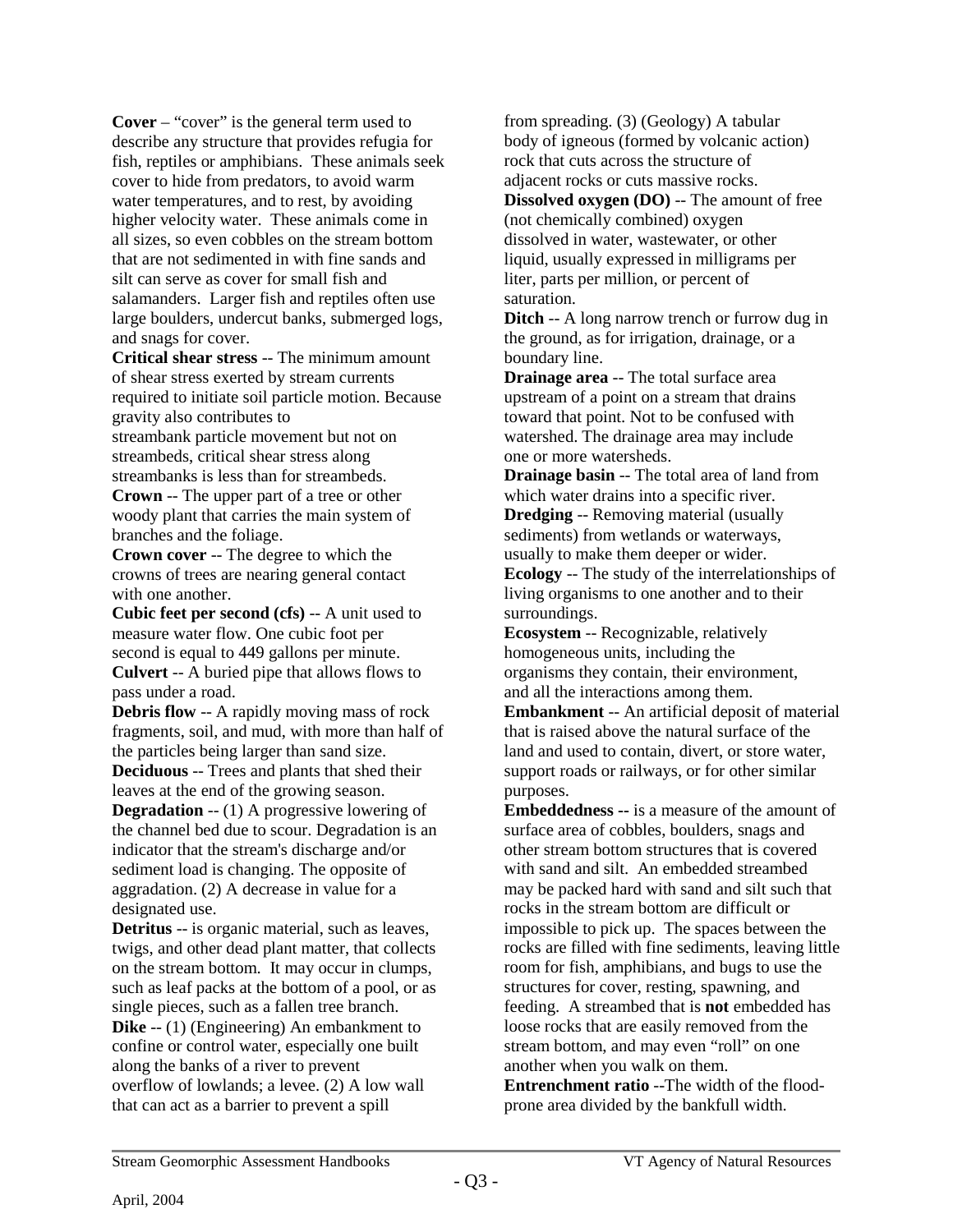**Cover** – "cover" is the general term used to describe any structure that provides refugia for fish, reptiles or amphibians. These animals seek cover to hide from predators, to avoid warm water temperatures, and to rest, by avoiding higher velocity water. These animals come in all sizes, so even cobbles on the stream bottom that are not sedimented in with fine sands and silt can serve as cover for small fish and salamanders. Larger fish and reptiles often use large boulders, undercut banks, submerged logs, and snags for cover.

**Critical shear stress** -- The minimum amount of shear stress exerted by stream currents required to initiate soil particle motion. Because gravity also contributes to streambank particle movement but not on streambeds, critical shear stress along streambanks is less than for streambeds.

**Crown** -- The upper part of a tree or other woody plant that carries the main system of branches and the foliage.

**Crown cover** -- The degree to which the crowns of trees are nearing general contact with one another.

**Cubic feet per second (cfs)** -- A unit used to measure water flow. One cubic foot per second is equal to 449 gallons per minute.

**Culvert** -- A buried pipe that allows flows to pass under a road.

**Debris flow** -- A rapidly moving mass of rock fragments, soil, and mud, with more than half of the particles being larger than sand size.

**Deciduous** -- Trees and plants that shed their leaves at the end of the growing season.

**Degradation** -- (1) A progressive lowering of the channel bed due to scour. Degradation is an indicator that the stream's discharge and/or sediment load is changing. The opposite of aggradation. (2) A decrease in value for a designated use.

**Detritus** -- is organic material, such as leaves, twigs, and other dead plant matter, that collects on the stream bottom. It may occur in clumps, such as leaf packs at the bottom of a pool, or as single pieces, such as a fallen tree branch.

**Dike** -- (1) (Engineering) An embankment to confine or control water, especially one built along the banks of a river to prevent overflow of lowlands; a levee. (2) A low wall that can act as a barrier to prevent a spill from spreading. (3) (Geology) A tabular body of igneous (formed by volcanic action) rock that cuts across the structure of adjacent rocks or cuts massive rocks.

**Dissolved oxygen (DO)** -- The amount of free (not chemically combined) oxygen dissolved in water, wastewater, or other liquid, usually expressed in milligrams per liter, parts per million, or percent of saturation.

**Ditch** -- A long narrow trench or furrow dug in the ground, as for irrigation, drainage, or a boundary line.

**Drainage area** -- The total surface area upstream of a point on a stream that drains toward that point. Not to be confused with watershed. The drainage area may include one or more watersheds.

**Drainage basin** -- The total area of land from which water drains into a specific river.

**Dredging** -- Removing material (usually sediments) from wetlands or waterways, usually to make them deeper or wider.

**Ecology** -- The study of the interrelationships of living organisms to one another and to their surroundings.

**Ecosystem** -- Recognizable, relatively homogeneous units, including the organisms they contain, their environment, and all the interactions among them.

**Embankment** -- An artificial deposit of material that is raised above the natural surface of the land and used to contain, divert, or store water, support roads or railways, or for other similar purposes.

**Embeddedness --** is a measure of the amount of surface area of cobbles, boulders, snags and other stream bottom structures that is covered with sand and silt. An embedded streambed may be packed hard with sand and silt such that rocks in the stream bottom are difficult or impossible to pick up. The spaces between the rocks are filled with fine sediments, leaving little room for fish, amphibians, and bugs to use the structures for cover, resting, spawning, and feeding. A streambed that is **not** embedded has loose rocks that are easily removed from the stream bottom, and may even "roll" on one another when you walk on them.

**Entrenchment ratio** --The width of the flood-prone area divided by the bankfull width.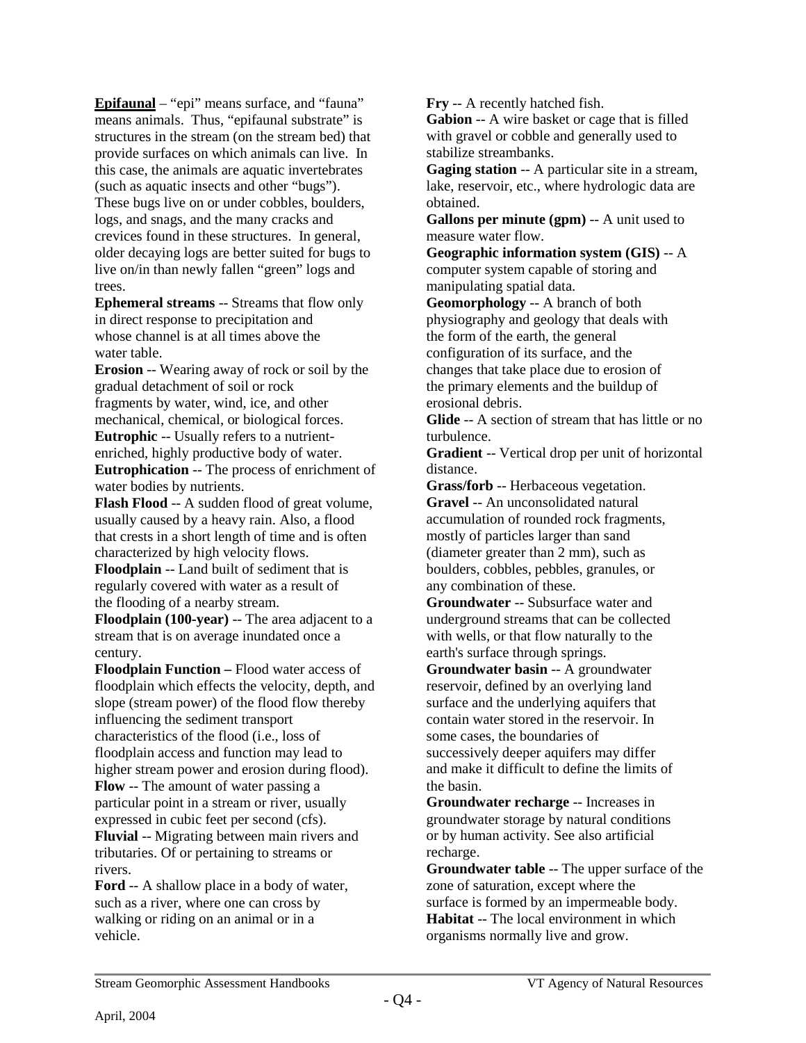**Epifaunal** – "epi" means surface, and "fauna" means animals. Thus, "epifaunal substrate" is structures in the stream (on the stream bed) that provide surfaces on which animals can live. In this case, the animals are aquatic invertebrates (such as aquatic insects and other "bugs"). These bugs live on or under cobbles, boulders, logs, and snags, and the many cracks and crevices found in these structures. In general, older decaying logs are better suited for bugs to live on/in than newly fallen "green" logs and trees.

**Ephemeral streams** -- Streams that flow only in direct response to precipitation and whose channel is at all times above the water table.

**Erosion** -- Wearing away of rock or soil by the gradual detachment of soil or rock fragments by water, wind, ice, and other mechanical, chemical, or biological forces.

**Eutrophic** -- Usually refers to a nutrient-enriched, highly productive body of water.

**Eutrophication** -- The process of enrichment of water bodies by nutrients.

**Flash Flood** -- A sudden flood of great volume, usually caused by a heavy rain. Also, a flood that crests in a short length of time and is often characterized by high velocity flows.

**Floodplain** -- Land built of sediment that is regularly covered with water as a result of the flooding of a nearby stream.

**Floodplain (100-year)** -- The area adjacent to a stream that is on average inundated once a century.

**Floodplain Function –** Flood water access of floodplain which effects the velocity, depth, and slope (stream power) of the flood flow thereby influencing the sediment transport characteristics of the flood (i.e., loss of floodplain access and function may lead to higher stream power and erosion during flood).

**Flow** -- The amount of water passing a particular point in a stream or river, usually expressed in cubic feet per second (cfs).

**Fluvial** -- Migrating between main rivers and tributaries. Of or pertaining to streams or rivers.

**Ford** -- A shallow place in a body of water, such as a river, where one can cross by walking or riding on an animal or in a vehicle.

**Fry** -- A recently hatched fish.

**Gabion** -- A wire basket or cage that is filled with gravel or cobble and generally used to stabilize streambanks.

**Gaging station** -- A particular site in a stream, lake, reservoir, etc., where hydrologic data are obtained.

**Gallons per minute (gpm)** -- A unit used to measure water flow.

**Geographic information system (GIS)** -- A computer system capable of storing and manipulating spatial data.

**Geomorphology** -- A branch of both physiography and geology that deals with the form of the earth, the general configuration of its surface, and the changes that take place due to erosion of the primary elements and the buildup of erosional debris.

**Glide** -- A section of stream that has little or no turbulence.

**Gradient** -- Vertical drop per unit of horizontal distance.

**Grass/forb** -- Herbaceous vegetation.

**Gravel** -- An unconsolidated natural accumulation of rounded rock fragments, mostly of particles larger than sand (diameter greater than 2 mm), such as boulders, cobbles, pebbles, granules, or any combination of these.

**Groundwater** -- Subsurface water and underground streams that can be collected with wells, or that flow naturally to the earth's surface through springs.

**Groundwater basin** -- A groundwater reservoir, defined by an overlying land surface and the underlying aquifers that contain water stored in the reservoir. In some cases, the boundaries of successively deeper aquifers may differ and make it difficult to define the limits of the basin.

**Groundwater recharge** -- Increases in groundwater storage by natural conditions or by human activity. See also artificial recharge.

**Groundwater table** -- The upper surface of the zone of saturation, except where the surface is formed by an impermeable body.

**Habitat** -- The local environment in which organisms normally live and grow.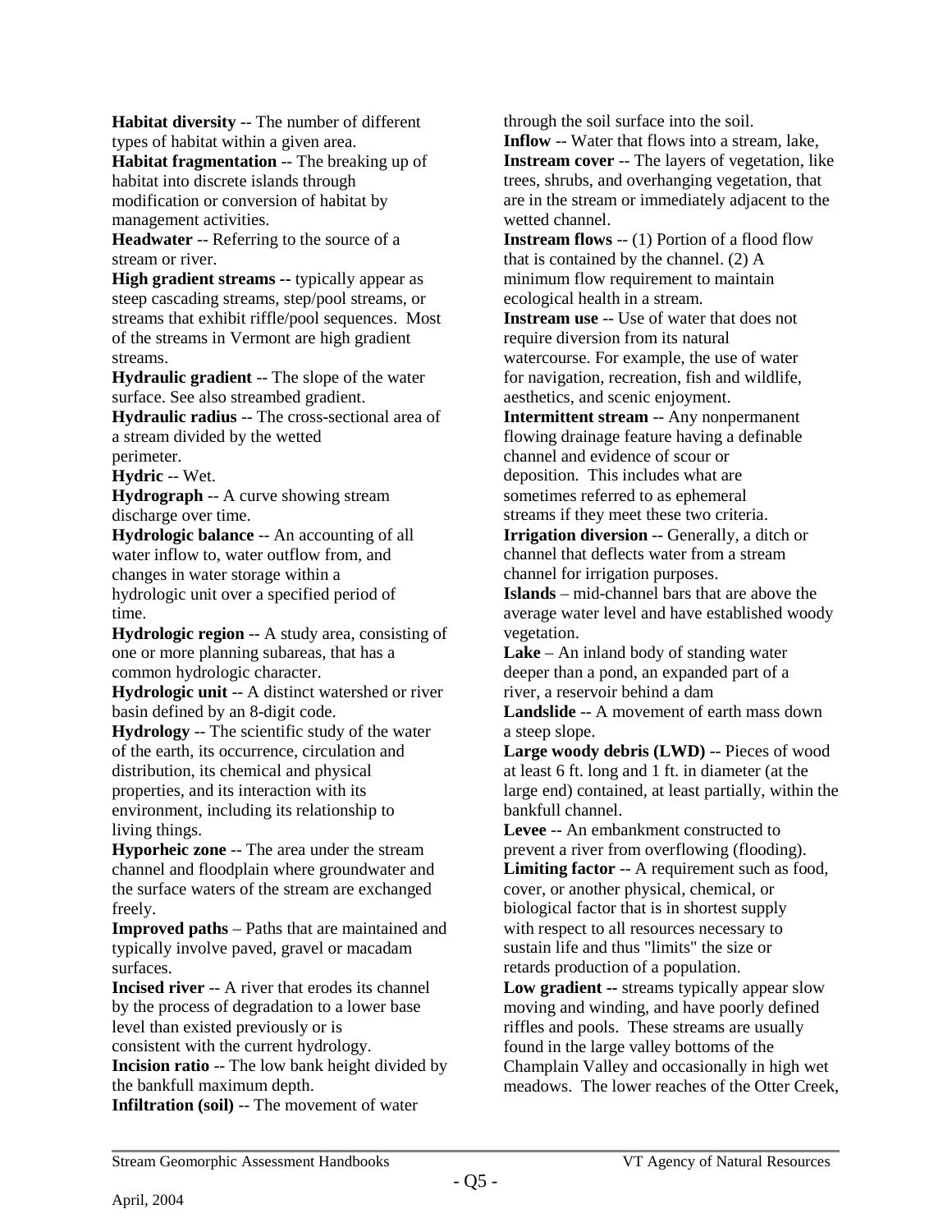**Habitat diversity** -- The number of different types of habitat within a given area.

**Habitat fragmentation** -- The breaking up of habitat into discrete islands through modification or conversion of habitat by management activities.

**Headwater** -- Referring to the source of a stream or river.

**High gradient streams --** typically appear as steep cascading streams, step/pool streams, or streams that exhibit riffle/pool sequences. Most of the streams in Vermont are high gradient streams.

**Hydraulic gradient** -- The slope of the water surface. See also streambed gradient.

**Hydraulic radius** -- The cross-sectional area of a stream divided by the wetted perimeter.

**Hydric** -- Wet.

**Hydrograph** -- A curve showing stream discharge over time.

**Hydrologic balance** -- An accounting of all water inflow to, water outflow from, and changes in water storage within a hydrologic unit over a specified period of time.

**Hydrologic region** -- A study area, consisting of one or more planning subareas, that has a common hydrologic character.

**Hydrologic unit** -- A distinct watershed or river basin defined by an 8-digit code.

**Hydrology** -- The scientific study of the water of the earth, its occurrence, circulation and distribution, its chemical and physical properties, and its interaction with its environment, including its relationship to living things.

**Hyporheic zone** -- The area under the stream channel and floodplain where groundwater and the surface waters of the stream are exchanged freely.

**Improved paths** – Paths that are maintained and typically involve paved, gravel or macadam surfaces.

**Incised river** -- A river that erodes its channel by the process of degradation to a lower base level than existed previously or is consistent with the current hydrology.

**Incision ratio** -- The low bank height divided by the bankfull maximum depth.

**Infiltration (soil)** -- The movement of water through the soil surface into the soil.

**Inflow** -- Water that flows into a stream, lake,

**Instream cover** -- The layers of vegetation, like trees, shrubs, and overhanging vegetation, that are in the stream or immediately adjacent to the wetted channel.

**Instream flows** -- (1) Portion of a flood flow that is contained by the channel. (2) A minimum flow requirement to maintain ecological health in a stream.

**Instream use** -- Use of water that does not require diversion from its natural watercourse. For example, the use of water for navigation, recreation, fish and wildlife, aesthetics, and scenic enjoyment.

**Intermittent stream** -- Any nonpermanent flowing drainage feature having a definable channel and evidence of scour or deposition. This includes what are sometimes referred to as ephemeral streams if they meet these two criteria.

**Irrigation diversion** -- Generally, a ditch or channel that deflects water from a stream channel for irrigation purposes.

**Islands** – mid-channel bars that are above the average water level and have established woody vegetation.

**Lake** – An inland body of standing water deeper than a pond, an expanded part of a river, a reservoir behind a dam

**Landslide** -- A movement of earth mass down a steep slope.

**Large woody debris (LWD)** -- Pieces of wood at least 6 ft. long and 1 ft. in diameter (at the large end) contained, at least partially, within the bankfull channel.

**Levee** -- An embankment constructed to prevent a river from overflowing (flooding).

**Limiting factor** -- A requirement such as food, cover, or another physical, chemical, or biological factor that is in shortest supply with respect to all resources necessary to sustain life and thus "limits" the size or retards production of a population.

**Low gradient --** streams typically appear slow moving and winding, and have poorly defined riffles and pools. These streams are usually found in the large valley bottoms of the Champlain Valley and occasionally in high wet meadows. The lower reaches of the Otter Creek,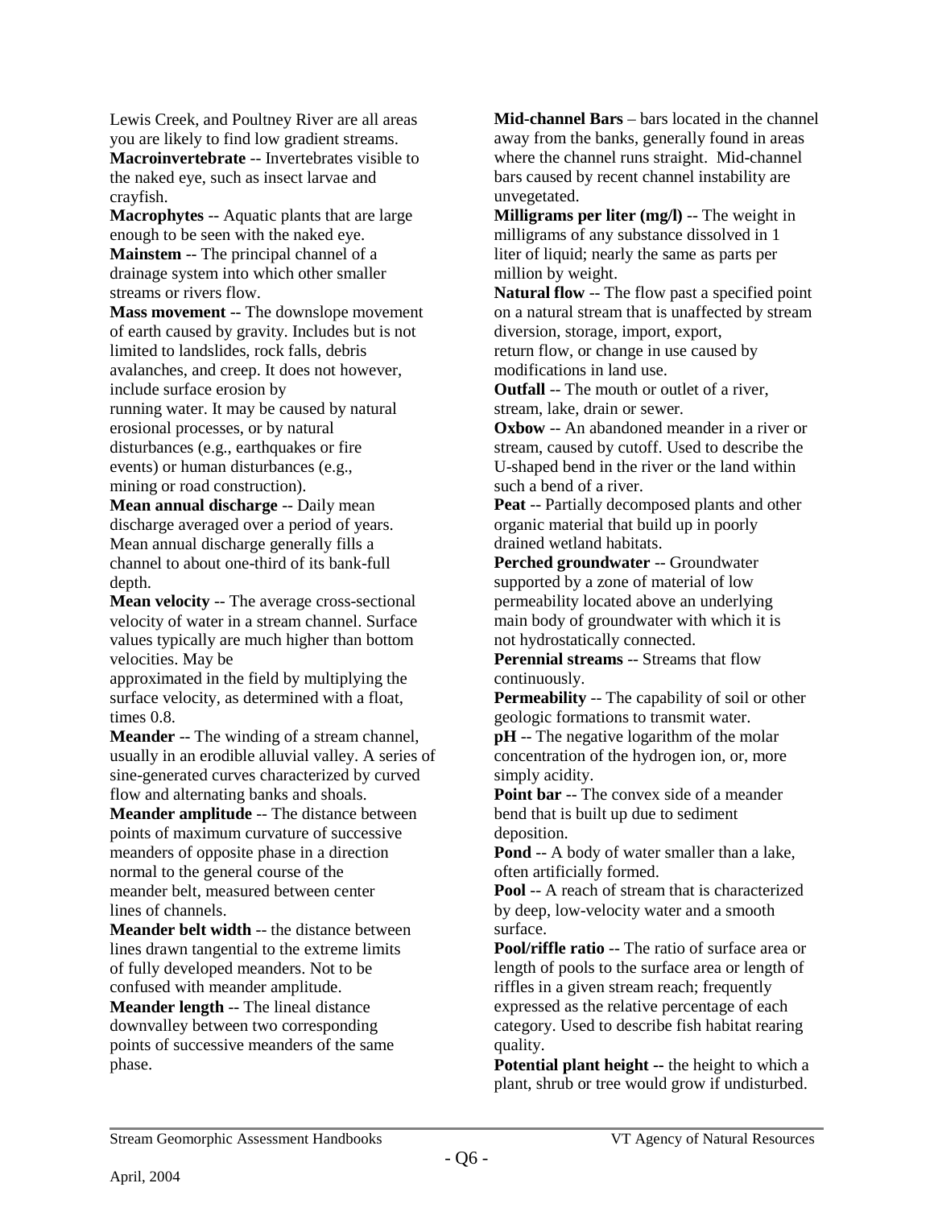Lewis Creek, and Poultney River are all areas you are likely to find low gradient streams.

**Macroinvertebrate** -- Invertebrates visible to the naked eye, such as insect larvae and crayfish.

**Macrophytes** -- Aquatic plants that are large enough to be seen with the naked eye.

**Mainstem** -- The principal channel of a drainage system into which other smaller streams or rivers flow.

**Mass movement** -- The downslope movement of earth caused by gravity. Includes but is not limited to landslides, rock falls, debris avalanches, and creep. It does not however, include surface erosion by running water. It may be caused by natural erosional processes, or by natural disturbances (e.g., earthquakes or fire events) or human disturbances (e.g., mining or road construction).

**Mean annual discharge** -- Daily mean discharge averaged over a period of years. Mean annual discharge generally fills a channel to about one-third of its bank-full depth.

**Mean velocity** -- The average cross-sectional velocity of water in a stream channel. Surface values typically are much higher than bottom velocities. May be approximated in the field by multiplying the surface velocity, as determined with a float, times 0.8.

**Meander** -- The winding of a stream channel, usually in an erodible alluvial valley. A series of sine-generated curves characterized by curved flow and alternating banks and shoals.

**Meander amplitude** -- The distance between points of maximum curvature of successive meanders of opposite phase in a direction normal to the general course of the meander belt, measured between center lines of channels.

**Meander belt width** -- the distance between lines drawn tangential to the extreme limits of fully developed meanders. Not to be confused with meander amplitude.

**Meander length** -- The lineal distance downvalley between two corresponding points of successive meanders of the same phase.

**Mid-channel Bars** – bars located in the channel away from the banks, generally found in areas where the channel runs straight. Mid-channel bars caused by recent channel instability are unvegetated.

**Milligrams per liter (mg/l)** -- The weight in milligrams of any substance dissolved in 1 liter of liquid; nearly the same as parts per million by weight.

**Natural flow** -- The flow past a specified point on a natural stream that is unaffected by stream diversion, storage, import, export, return flow, or change in use caused by modifications in land use.

**Outfall** -- The mouth or outlet of a river, stream, lake, drain or sewer.

**Oxbow** -- An abandoned meander in a river or stream, caused by cutoff. Used to describe the U-shaped bend in the river or the land within such a bend of a river.

**Peat** -- Partially decomposed plants and other organic material that build up in poorly drained wetland habitats.

**Perched groundwater** -- Groundwater supported by a zone of material of low permeability located above an underlying main body of groundwater with which it is not hydrostatically connected.

**Perennial streams** -- Streams that flow continuously.

**Permeability** -- The capability of soil or other geologic formations to transmit water.

**pH** -- The negative logarithm of the molar concentration of the hydrogen ion, or, more simply acidity.

**Point bar** -- The convex side of a meander bend that is built up due to sediment deposition.

**Pond** -- A body of water smaller than a lake, often artificially formed.

**Pool** -- A reach of stream that is characterized by deep, low-velocity water and a smooth surface.

**Pool/riffle ratio** -- The ratio of surface area or length of pools to the surface area or length of riffles in a given stream reach; frequently expressed as the relative percentage of each category. Used to describe fish habitat rearing quality.

**Potential plant height --** the height to which a plant, shrub or tree would grow if undisturbed.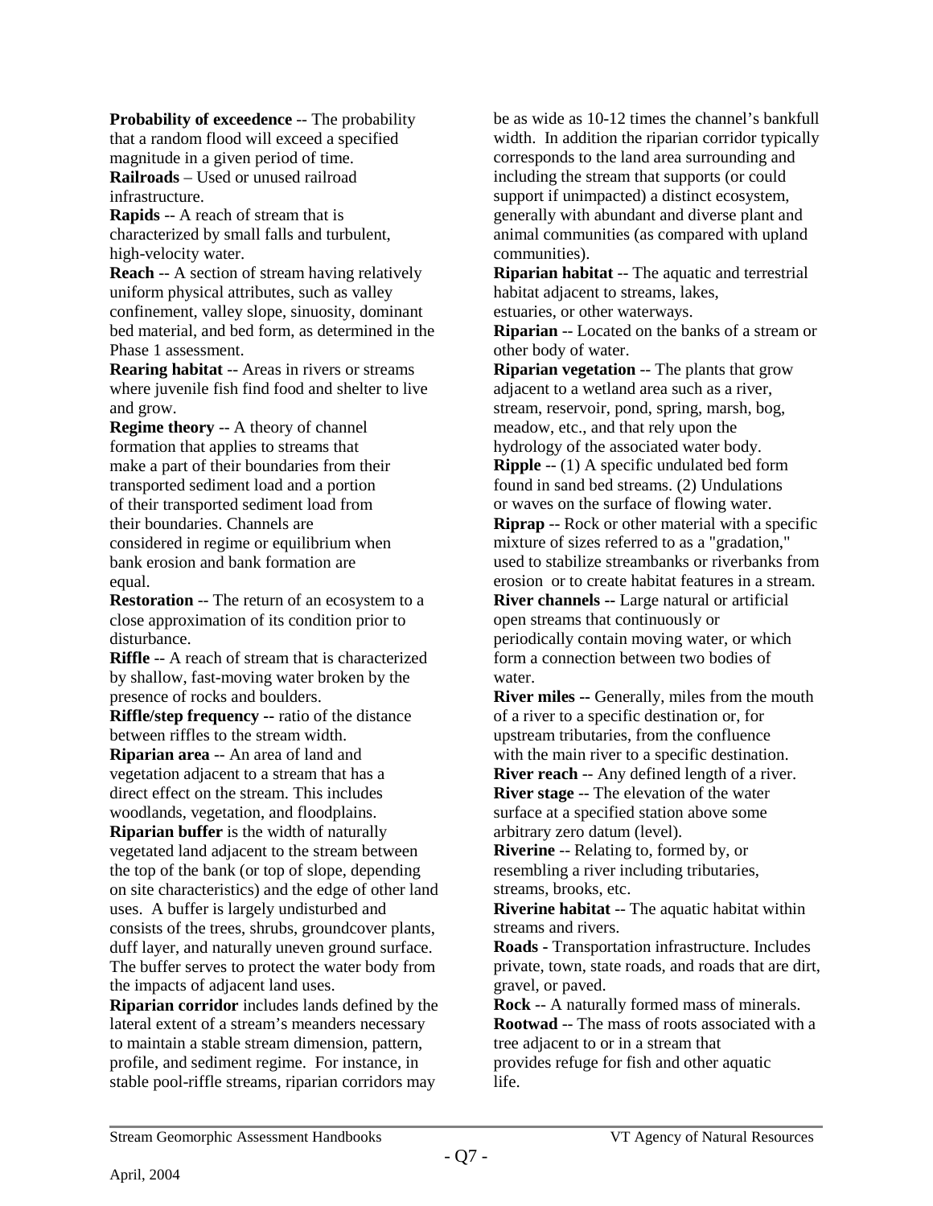**Probability of exceedence** -- The probability that a random flood will exceed a specified magnitude in a given period of time.

**Railroads** – Used or unused railroad infrastructure.

**Rapids** -- A reach of stream that is characterized by small falls and turbulent, high-velocity water.

**Reach** -- A section of stream having relatively uniform physical attributes, such as valley confinement, valley slope, sinuosity, dominant bed material, and bed form, as determined in the Phase 1 assessment.

**Rearing habitat** -- Areas in rivers or streams where juvenile fish find food and shelter to live and grow.

**Regime theory** -- A theory of channel formation that applies to streams that make a part of their boundaries from their transported sediment load and a portion of their transported sediment load from their boundaries. Channels are considered in regime or equilibrium when bank erosion and bank formation are equal.

**Restoration** -- The return of an ecosystem to a close approximation of its condition prior to disturbance.

**Riffle** -- A reach of stream that is characterized by shallow, fast-moving water broken by the presence of rocks and boulders.

**Riffle/step frequency --** ratio of the distance between riffles to the stream width.

**Riparian area** -- An area of land and vegetation adjacent to a stream that has a direct effect on the stream. This includes woodlands, vegetation, and floodplains.

**Riparian buffer** is the width of naturally vegetated land adjacent to the stream between the top of the bank (or top of slope, depending on site characteristics) and the edge of other land uses. A buffer is largely undisturbed and consists of the trees, shrubs, groundcover plants, duff layer, and naturally uneven ground surface. The buffer serves to protect the water body from the impacts of adjacent land uses.

**Riparian corridor** includes lands defined by the lateral extent of a stream's meanders necessary to maintain a stable stream dimension, pattern, profile, and sediment regime. For instance, in stable pool-riffle streams, riparian corridors may be as wide as 10-12 times the channel's bankfull width. In addition the riparian corridor typically corresponds to the land area surrounding and including the stream that supports (or could support if unimpacted) a distinct ecosystem, generally with abundant and diverse plant and animal communities (as compared with upland communities).

**Riparian habitat** -- The aquatic and terrestrial habitat adjacent to streams, lakes, estuaries, or other waterways.

**Riparian** -- Located on the banks of a stream or other body of water.

**Riparian vegetation** -- The plants that grow adjacent to a wetland area such as a river, stream, reservoir, pond, spring, marsh, bog, meadow, etc., and that rely upon the hydrology of the associated water body.

**Ripple** -- (1) A specific undulated bed form found in sand bed streams. (2) Undulations or waves on the surface of flowing water.

**Riprap** -- Rock or other material with a specific mixture of sizes referred to as a "gradation," used to stabilize streambanks or riverbanks from erosion or to create habitat features in a stream.

**River channels --** Large natural or artificial open streams that continuously or periodically contain moving water, or which form a connection between two bodies of water.

**River miles --** Generally, miles from the mouth of a river to a specific destination or, for upstream tributaries, from the confluence with the main river to a specific destination.

**River reach** -- Any defined length of a river.

**River stage** -- The elevation of the water surface at a specified station above some arbitrary zero datum (level).

**Riverine** -- Relating to, formed by, or resembling a river including tributaries, streams, brooks, etc.

**Riverine habitat** -- The aquatic habitat within streams and rivers.

**Roads -** Transportation infrastructure. Includes private, town, state roads, and roads that are dirt, gravel, or paved.

**Rock** -- A naturally formed mass of minerals.

**Rootwad** -- The mass of roots associated with a tree adjacent to or in a stream that provides refuge for fish and other aquatic life.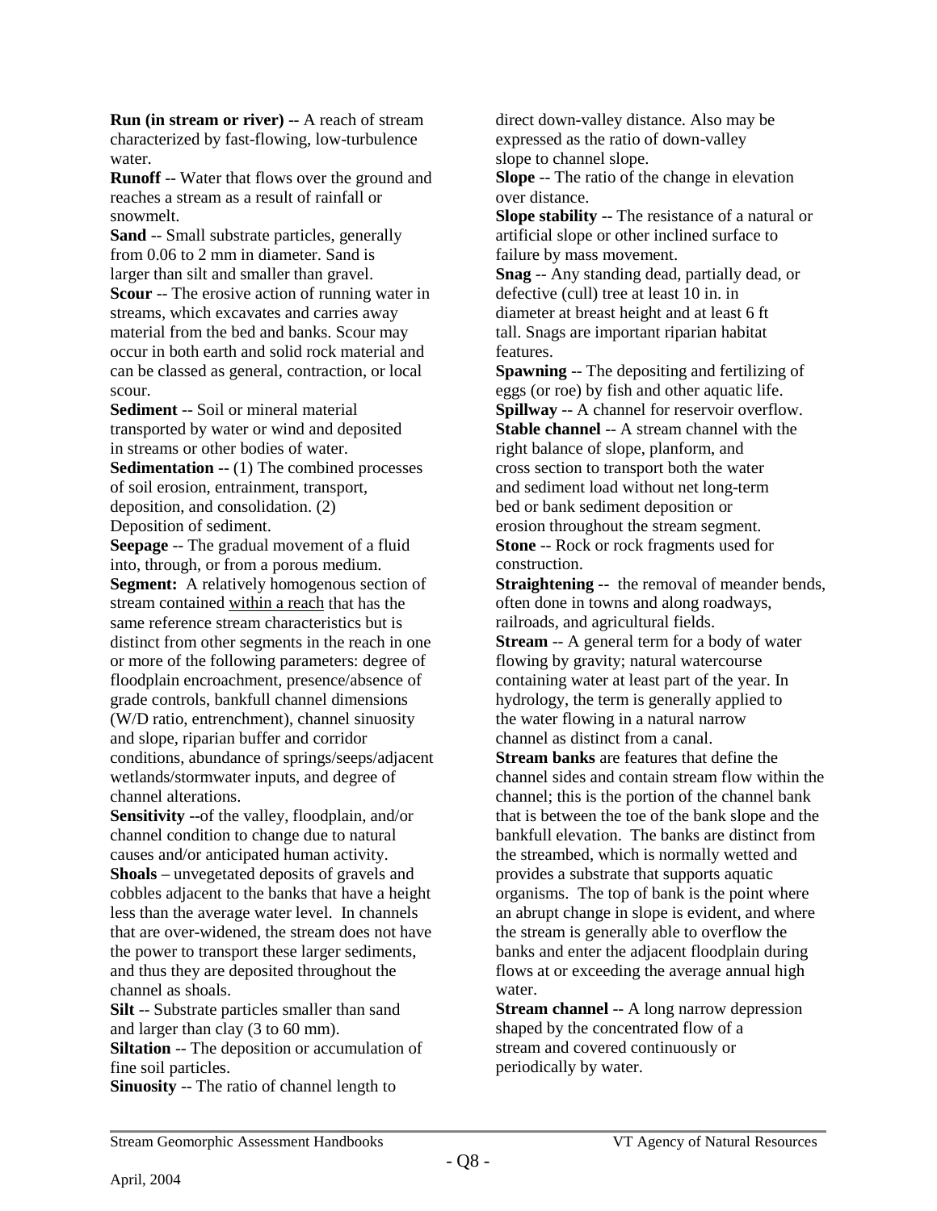**Run (in stream or river)** -- A reach of stream characterized by fast-flowing, low-turbulence water.

**Runoff** -- Water that flows over the ground and reaches a stream as a result of rainfall or snowmelt.

**Sand** -- Small substrate particles, generally from 0.06 to 2 mm in diameter. Sand is larger than silt and smaller than gravel.

**Scour** -- The erosive action of running water in streams, which excavates and carries away material from the bed and banks. Scour may occur in both earth and solid rock material and can be classed as general, contraction, or local scour.

**Sediment** -- Soil or mineral material transported by water or wind and deposited in streams or other bodies of water.

**Sedimentation** -- (1) The combined processes of soil erosion, entrainment, transport, deposition, and consolidation. (2) Deposition of sediment.

**Seepage** -- The gradual movement of a fluid into, through, or from a porous medium.

**Segment:** A relatively homogenous section of stream contained within a reach that has the same reference stream characteristics but is distinct from other segments in the reach in one or more of the following parameters: degree of floodplain encroachment, presence/absence of grade controls, bankfull channel dimensions (W/D ratio, entrenchment), channel sinuosity and slope, riparian buffer and corridor conditions, abundance of springs/seeps/adjacent wetlands/stormwater inputs, and degree of channel alterations.

**Sensitivity** --of the valley, floodplain, and/or channel condition to change due to natural causes and/or anticipated human activity.

**Shoals** – unvegetated deposits of gravels and cobbles adjacent to the banks that have a height less than the average water level. In channels that are over-widened, the stream does not have the power to transport these larger sediments, and thus they are deposited throughout the channel as shoals.

**Silt** -- Substrate particles smaller than sand and larger than clay (3 to 60 mm).

**Siltation** -- The deposition or accumulation of fine soil particles.

**Sinuosity** -- The ratio of channel length to direct down-valley distance. Also may be expressed as the ratio of down-valley slope to channel slope.

**Slope** -- The ratio of the change in elevation over distance.

**Slope stability** -- The resistance of a natural or artificial slope or other inclined surface to failure by mass movement.

**Snag** -- Any standing dead, partially dead, or defective (cull) tree at least 10 in. in diameter at breast height and at least 6 ft tall. Snags are important riparian habitat features.

**Spawning** -- The depositing and fertilizing of eggs (or roe) by fish and other aquatic life.

**Spillway** -- A channel for reservoir overflow.

**Stable channel** -- A stream channel with the right balance of slope, planform, and cross section to transport both the water and sediment load without net long-term bed or bank sediment deposition or erosion throughout the stream segment.

**Stone** -- Rock or rock fragments used for construction.

**Straightening --** the removal of meander bends, often done in towns and along roadways, railroads, and agricultural fields.

**Stream** -- A general term for a body of water flowing by gravity; natural watercourse containing water at least part of the year. In hydrology, the term is generally applied to the water flowing in a natural narrow channel as distinct from a canal.

**Stream banks** are features that define the channel sides and contain stream flow within the channel; this is the portion of the channel bank that is between the toe of the bank slope and the bankfull elevation. The banks are distinct from the streambed, which is normally wetted and provides a substrate that supports aquatic organisms. The top of bank is the point where an abrupt change in slope is evident, and where the stream is generally able to overflow the banks and enter the adjacent floodplain during flows at or exceeding the average annual high water.

**Stream channel** -- A long narrow depression shaped by the concentrated flow of a stream and covered continuously or periodically by water.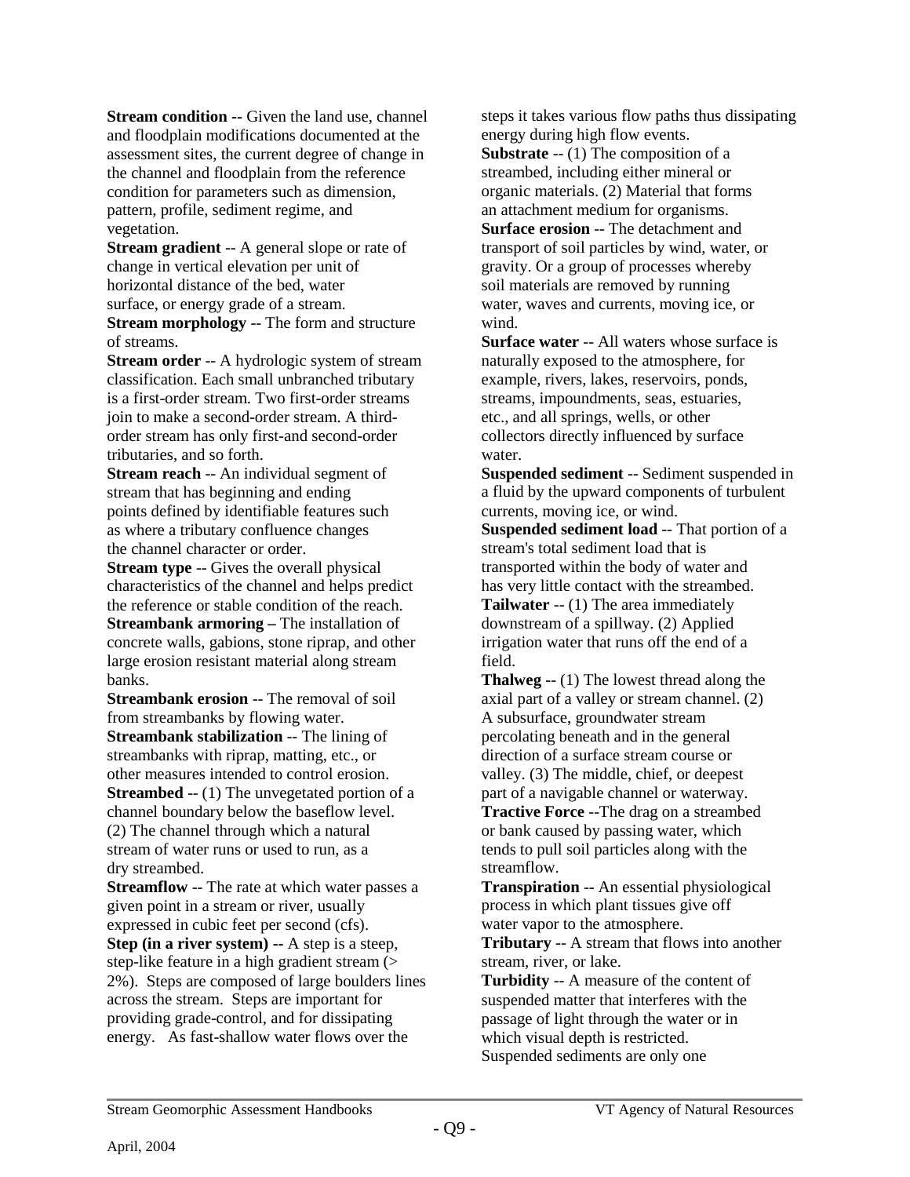**Stream condition --** Given the land use, channel and floodplain modifications documented at the assessment sites, the current degree of change in the channel and floodplain from the reference condition for parameters such as dimension, pattern, profile, sediment regime, and vegetation.

**Stream gradient** -- A general slope or rate of change in vertical elevation per unit of horizontal distance of the bed, water surface, or energy grade of a stream.

**Stream morphology** -- The form and structure of streams.

**Stream order** -- A hydrologic system of stream classification. Each small unbranched tributary is a first-order stream. Two first-order streams join to make a second-order stream. A third-order stream has only first-and second-order tributaries, and so forth.

**Stream reach** -- An individual segment of stream that has beginning and ending points defined by identifiable features such as where a tributary confluence changes the channel character or order.

**Stream type** -- Gives the overall physical characteristics of the channel and helps predict the reference or stable condition of the reach.

**Streambank armoring –** The installation of concrete walls, gabions, stone riprap, and other large erosion resistant material along stream banks.

**Streambank erosion** -- The removal of soil from streambanks by flowing water.

**Streambank stabilization** -- The lining of streambanks with riprap, matting, etc., or other measures intended to control erosion.

**Streambed** -- (1) The unvegetated portion of a channel boundary below the baseflow level. (2) The channel through which a natural stream of water runs or used to run, as a dry streambed.

**Streamflow** -- The rate at which water passes a given point in a stream or river, usually expressed in cubic feet per second (cfs).

**Step (in a river system) --** A step is a steep, step-like feature in a high gradient stream (> 2%). Steps are composed of large boulders lines across the stream. Steps are important for providing grade-control, and for dissipating energy. As fast-shallow water flows over the steps it takes various flow paths thus dissipating energy during high flow events.

**Substrate** -- (1) The composition of a streambed, including either mineral or organic materials. (2) Material that forms an attachment medium for organisms.

**Surface erosion** -- The detachment and transport of soil particles by wind, water, or gravity. Or a group of processes whereby soil materials are removed by running water, waves and currents, moving ice, or wind.

**Surface water** -- All waters whose surface is naturally exposed to the atmosphere, for example, rivers, lakes, reservoirs, ponds, streams, impoundments, seas, estuaries, etc., and all springs, wells, or other collectors directly influenced by surface water.

**Suspended sediment** -- Sediment suspended in a fluid by the upward components of turbulent currents, moving ice, or wind.

**Suspended sediment load** -- That portion of a stream's total sediment load that is transported within the body of water and has very little contact with the streambed.

**Tailwater** -- (1) The area immediately downstream of a spillway. (2) Applied irrigation water that runs off the end of a field.

**Thalweg** -- (1) The lowest thread along the axial part of a valley or stream channel. (2) A subsurface, groundwater stream percolating beneath and in the general direction of a surface stream course or valley. (3) The middle, chief, or deepest part of a navigable channel or waterway.

**Tractive Force** --The drag on a streambed or bank caused by passing water, which tends to pull soil particles along with the streamflow.

**Transpiration** -- An essential physiological process in which plant tissues give off water vapor to the atmosphere.

**Tributary** -- A stream that flows into another stream, river, or lake.

**Turbidity** -- A measure of the content of suspended matter that interferes with the passage of light through the water or in which visual depth is restricted. Suspended sediments are only one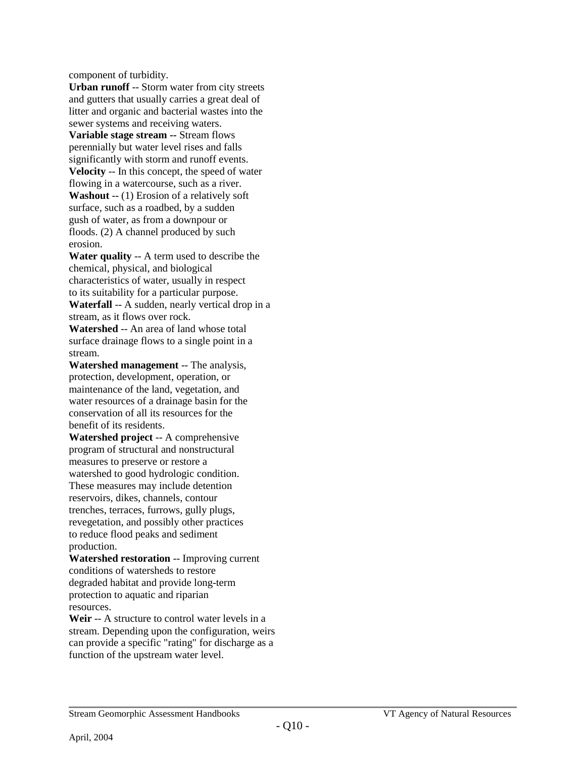component of turbidity.

**Urban runoff** -- Storm water from city streets and gutters that usually carries a great deal of litter and organic and bacterial wastes into the sewer systems and receiving waters.

**Variable stage stream --** Stream flows perennially but water level rises and falls significantly with storm and runoff events.

**Velocity** -- In this concept, the speed of water flowing in a watercourse, such as a river.

**Washout** -- (1) Erosion of a relatively soft surface, such as a roadbed, by a sudden gush of water, as from a downpour or floods. (2) A channel produced by such erosion.

**Water quality** -- A term used to describe the chemical, physical, and biological characteristics of water, usually in respect to its suitability for a particular purpose.

**Waterfall** -- A sudden, nearly vertical drop in a stream, as it flows over rock.

**Watershed** -- An area of land whose total surface drainage flows to a single point in a stream.

**Watershed management** -- The analysis, protection, development, operation, or maintenance of the land, vegetation, and water resources of a drainage basin for the conservation of all its resources for the benefit of its residents.

**Watershed project** -- A comprehensive program of structural and nonstructural measures to preserve or restore a watershed to good hydrologic condition. These measures may include detention reservoirs, dikes, channels, contour trenches, terraces, furrows, gully plugs, revegetation, and possibly other practices to reduce flood peaks and sediment production.

**Watershed restoration** -- Improving current conditions of watersheds to restore degraded habitat and provide long-term protection to aquatic and riparian resources.

**Weir** -- A structure to control water levels in a stream. Depending upon the configuration, weirs can provide a specific "rating" for discharge as a function of the upstream water level.